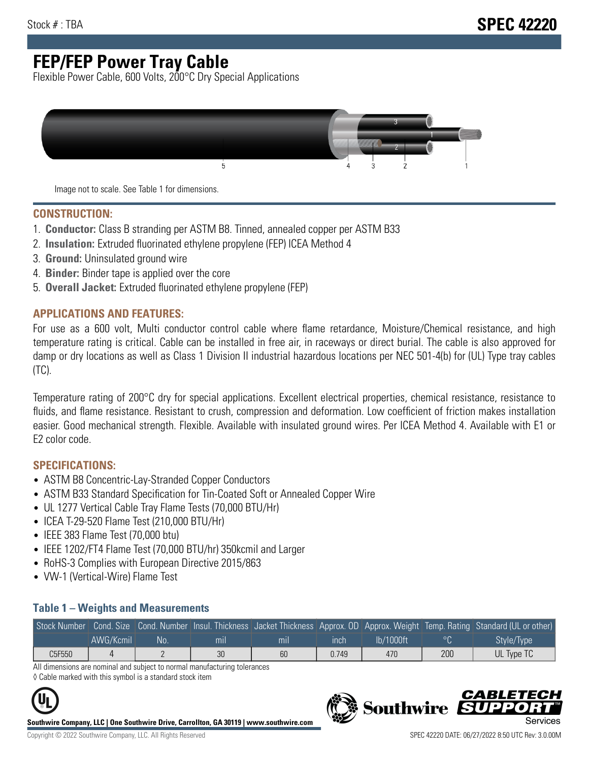Stock # : TBA

# SPEC 42220

# FEP/FEP Power Tray Cable

Flexible Power Cable, 600 Volts, 200°C Dry Special Applications

Image not to scale. See Table 1 for dimensions.

## CONSTRUCTION:

1. **Conductor:** Class B stranding per ASTM B8. Tinned, annealed copper per ASTM B33
2. **Insulation:** Extruded fluorinated ethylene propylene (FEP) ICEA Method 4
3. **Ground:** Uninsulated ground wire
4. **Binder:** Binder tape is applied over the core
5. **Overall Jacket:** Extruded fluorinated ethylene propylene (FEP)

## APPLICATIONS AND FEATURES:

For use as a 600 volt, Multi conductor control cable where flame retardance, Moisture/Chemical resistance, and high temperature rating is critical. Cable can be installed in free air, in raceways or direct burial. The cable is also approved for damp or dry locations as well as Class 1 Division II industrial hazardous locations per NEC 501-4(b) for (UL) Type tray cables (TC).

Temperature rating of 200°C dry for special applications. Excellent electrical properties, chemical resistance, resistance to fluids, and flame resistance. Resistant to crush, compression and deformation. Low coefficient of friction makes installation easier. Good mechanical strength. Flexible. Available with insulated ground wires. Per ICEA Method 4. Available with E1 or E2 color code.

## SPECIFICATIONS:

- ASTM B8 Concentric-Lay-Stranded Copper Conductors
- ASTM B33 Standard Specification for Tin-Coated Soft or Annealed Copper Wire
- UL 1277 Vertical Cable Tray Flame Tests (70,000 BTU/Hr)
- ICEA T-29-520 Flame Test (210,000 BTU/Hr)
- IEEE 383 Flame Test (70,000 btu)
- IEEE 1202/FT4 Flame Test (70,000 BTU/hr) 350kcmil and Larger
- RoHS-3 Complies with European Directive 2015/863
- VW-1 (Vertical-Wire) Flame Test

### Table 1 – Weights and Measurements

| Stock Number | Cond. Size | Cond. Number | Insul. Thickness | Jacket Thickness | Approx. OD | Approx. Weight | Temp. Rating | Standard (UL or other) |
|---|---|---|---|---|---|---|---|---|
| | AWG/Kcmil | No. | mil | mil | inch | lb/1000ft | °C | Style/Type |
| C5F550 | 4 | 2 | 30 | 60 | 0.749 | 470 | 200 | UL Type TC |

All dimensions are nominal and subject to normal manufacturing tolerances

◊ Cable marked with this symbol is a standard stock item

**Southwire Company, LLC | One Southwire Drive, Carrollton, GA 30119 | www.southwire.com**

Copyright © 2022 Southwire Company, LLC. All Rights Reserved

SPEC 42220 DATE: 06/27/2022 8:50 UTC Rev: 3.0.00M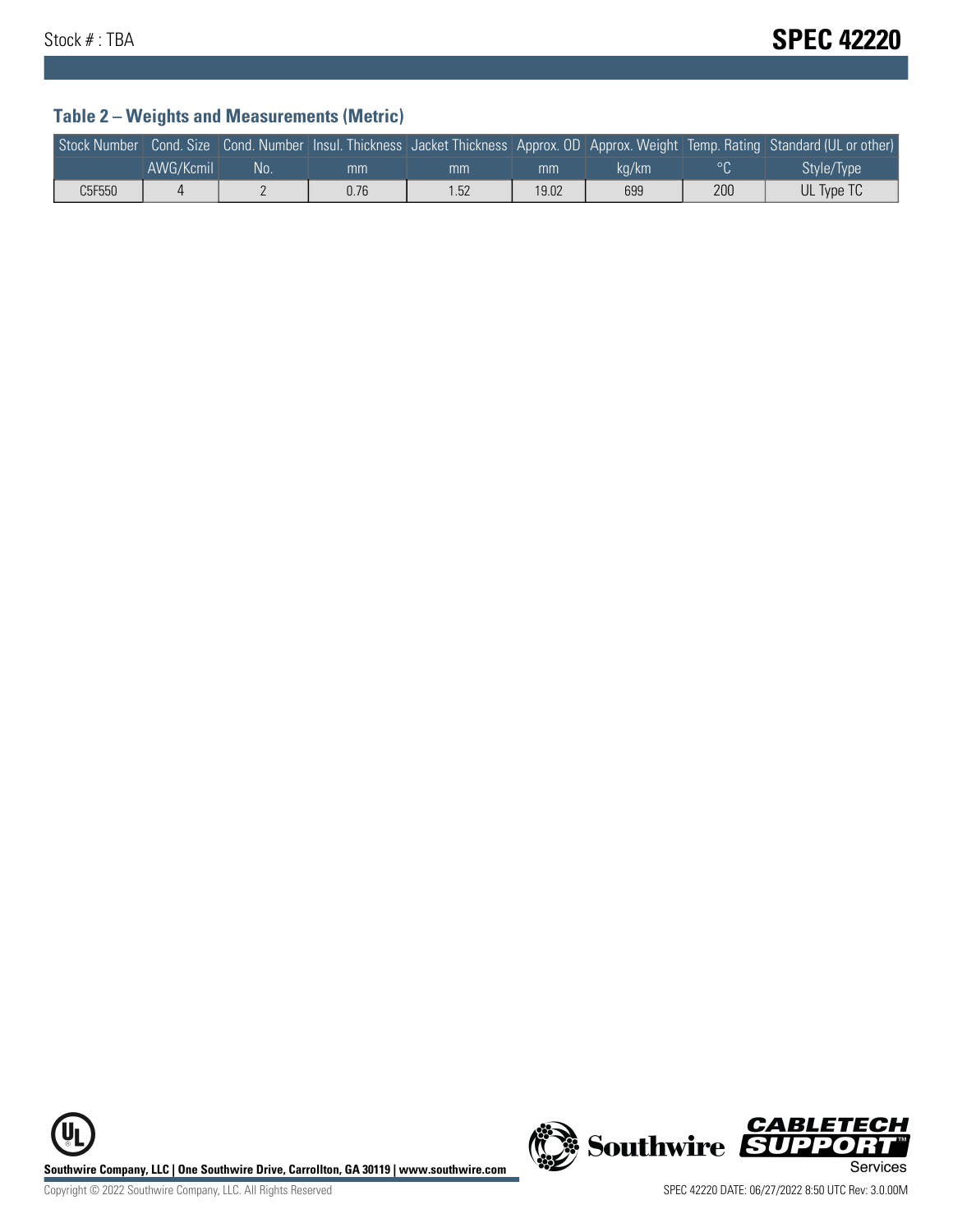## Table 2 – Weights and Measurements (Metric)

| Stock Number | Cond. Size | Cond. Number | Insul. Thickness | Jacket Thickness | Approx. OD | Approx. Weight | Temp. Rating | Standard (UL or other) |
|---|---|---|---|---|---|---|---|---|
| | AWG/Kcmil | No. | mm | mm | mm | kg/km | °C | Style/Type |
| C5F550 | 4 | 2 | 0.76 | 1.52 | 19.02 | 699 | 200 | UL Type TC |

**Southwire Company, LLC | One Southwire Drive, Carrollton, GA 30119 | www.southwire.com**

Copyright © 2022 Southwire Company, LLC. All Rights Reserved

SPEC 42220 DATE: 06/27/2022 8:50 UTC Rev: 3.0.00M